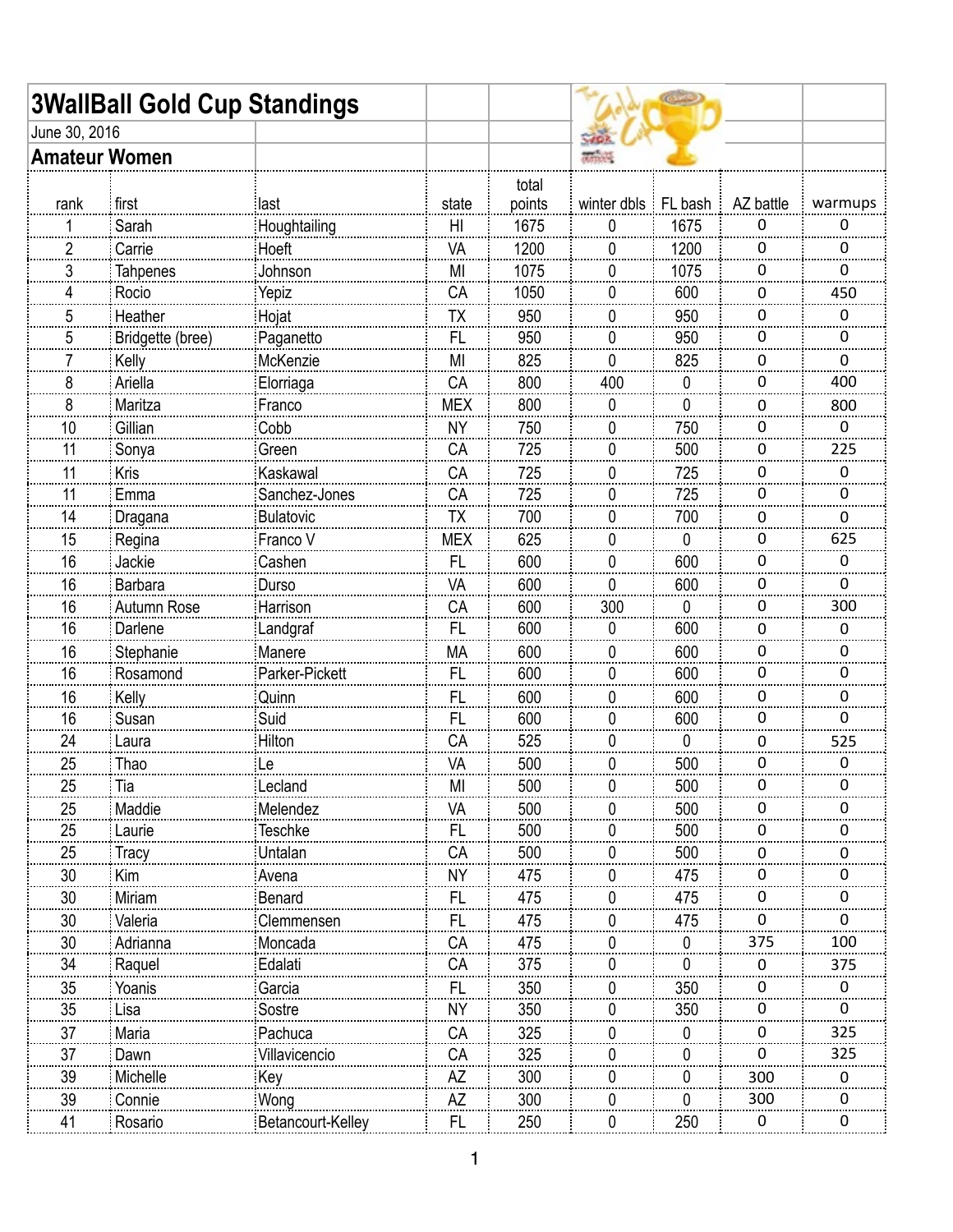# 3WallBall Gold Cup Standings

June 30, 2016

## Amateur Women

| rank | first | last | state | total points | winter dbls | FL bash | AZ battle | warmups |
|---|---|---|---|---|---|---|---|---|
| 1 | Sarah | Houghtailing | HI | 1675 | 0 | 1675 | 0 | 0 |
| 2 | Carrie | Hoeft | VA | 1200 | 0 | 1200 | 0 | 0 |
| 3 | Tahpenes | Johnson | MI | 1075 | 0 | 1075 | 0 | 0 |
| 4 | Rocio | Yepiz | CA | 1050 | 0 | 600 | 0 | 450 |
| 5 | Heather | Hojat | TX | 950 | 0 | 950 | 0 | 0 |
| 5 | Bridgette (bree) | Paganetto | FL | 950 | 0 | 950 | 0 | 0 |
| 7 | Kelly | McKenzie | MI | 825 | 0 | 825 | 0 | 0 |
| 8 | Ariella | Elorriaga | CA | 800 | 400 | 0 | 0 | 400 |
| 8 | Maritza | Franco | MEX | 800 | 0 | 0 | 0 | 800 |
| 10 | Gillian | Cobb | NY | 750 | 0 | 750 | 0 | 0 |
| 11 | Sonya | Green | CA | 725 | 0 | 500 | 0 | 225 |
| 11 | Kris | Kaskawal | CA | 725 | 0 | 725 | 0 | 0 |
| 11 | Emma | Sanchez-Jones | CA | 725 | 0 | 725 | 0 | 0 |
| 14 | Dragana | Bulatovic | TX | 700 | 0 | 700 | 0 | 0 |
| 15 | Regina | Franco V | MEX | 625 | 0 | 0 | 0 | 625 |
| 16 | Jackie | Cashen | FL | 600 | 0 | 600 | 0 | 0 |
| 16 | Barbara | Durso | VA | 600 | 0 | 600 | 0 | 0 |
| 16 | Autumn Rose | Harrison | CA | 600 | 300 | 0 | 0 | 300 |
| 16 | Darlene | Landgraf | FL | 600 | 0 | 600 | 0 | 0 |
| 16 | Stephanie | Manere | MA | 600 | 0 | 600 | 0 | 0 |
| 16 | Rosamond | Parker-Pickett | FL | 600 | 0 | 600 | 0 | 0 |
| 16 | Kelly | Quinn | FL | 600 | 0 | 600 | 0 | 0 |
| 16 | Susan | Suid | FL | 600 | 0 | 600 | 0 | 0 |
| 24 | Laura | Hilton | CA | 525 | 0 | 0 | 0 | 525 |
| 25 | Thao | Le | VA | 500 | 0 | 500 | 0 | 0 |
| 25 | Tia | Lecland | MI | 500 | 0 | 500 | 0 | 0 |
| 25 | Maddie | Melendez | VA | 500 | 0 | 500 | 0 | 0 |
| 25 | Laurie | Teschke | FL | 500 | 0 | 500 | 0 | 0 |
| 25 | Tracy | Untalan | CA | 500 | 0 | 500 | 0 | 0 |
| 30 | Kim | Avena | NY | 475 | 0 | 475 | 0 | 0 |
| 30 | Miriam | Benard | FL | 475 | 0 | 475 | 0 | 0 |
| 30 | Valeria | Clemmensen | FL | 475 | 0 | 475 | 0 | 0 |
| 30 | Adrianna | Moncada | CA | 475 | 0 | 0 | 375 | 100 |
| 34 | Raquel | Edalati | CA | 375 | 0 | 0 | 0 | 375 |
| 35 | Yoanis | Garcia | FL | 350 | 0 | 350 | 0 | 0 |
| 35 | Lisa | Sostre | NY | 350 | 0 | 350 | 0 | 0 |
| 37 | Maria | Pachuca | CA | 325 | 0 | 0 | 0 | 325 |
| 37 | Dawn | Villavicencio | CA | 325 | 0 | 0 | 0 | 325 |
| 39 | Michelle | Key | AZ | 300 | 0 | 0 | 300 | 0 |
| 39 | Connie | Wong | AZ | 300 | 0 | 0 | 300 | 0 |
| 41 | Rosario | Betancourt-Kelley | FL | 250 | 0 | 250 | 0 | 0 |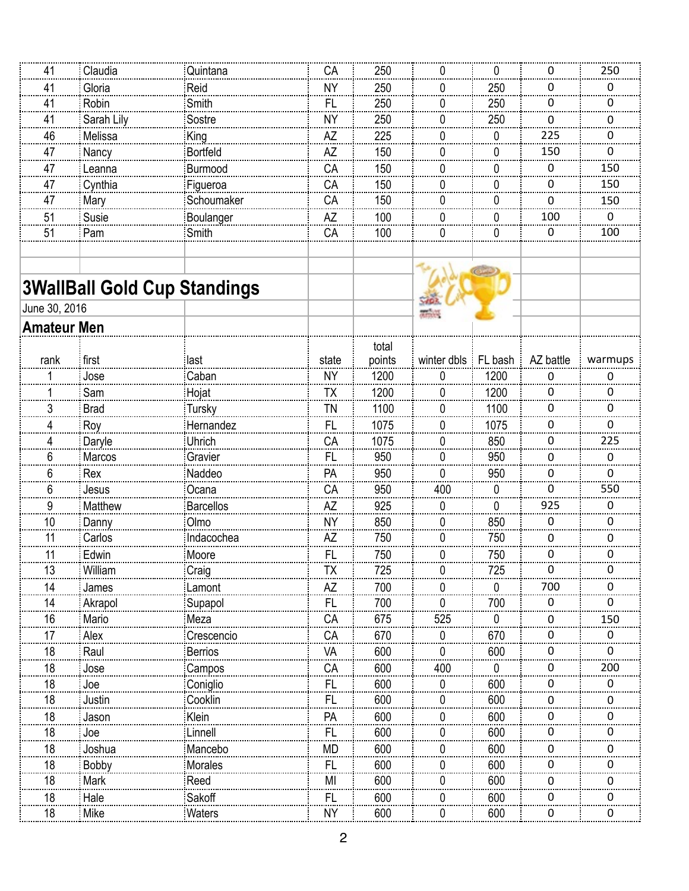| | | | | | | | | |
|---|---|---|---|---|---|---|---|---|
| 41 | Claudia | Quintana | CA | 250 | 0 | 0 | 0 | 250 |
| 41 | Gloria | Reid | NY | 250 | 0 | 250 | 0 | 0 |
| 41 | Robin | Smith | FL | 250 | 0 | 250 | 0 | 0 |
| 41 | Sarah Lily | Sostre | NY | 250 | 0 | 250 | 0 | 0 |
| 46 | Melissa | King | AZ | 225 | 0 | 0 | 225 | 0 |
| 47 | Nancy | Bortfeld | AZ | 150 | 0 | 0 | 150 | 0 |
| 47 | Leanna | Burmood | CA | 150 | 0 | 0 | 0 | 150 |
| 47 | Cynthia | Figueroa | CA | 150 | 0 | 0 | 0 | 150 |
| 47 | Mary | Schoumaker | CA | 150 | 0 | 0 | 0 | 150 |
| 51 | Susie | Boulanger | AZ | 100 | 0 | 0 | 100 | 0 |
| 51 | Pam | Smith | CA | 100 | 0 | 0 | 0 | 100 |

## 3WallBall Gold Cup Standings

June 30, 2016

### Amateur Men

| rank | first | last | state | total points | winter dbls | FL bash | AZ battle | warmups |
|---|---|---|---|---|---|---|---|---|
| 1 | Jose | Caban | NY | 1200 | 0 | 1200 | 0 | 0 |
| 1 | Sam | Hojat | TX | 1200 | 0 | 1200 | 0 | 0 |
| 3 | Brad | Tursky | TN | 1100 | 0 | 1100 | 0 | 0 |
| 4 | Roy | Hernandez | FL | 1075 | 0 | 1075 | 0 | 0 |
| 4 | Daryle | Uhrich | CA | 1075 | 0 | 850 | 0 | 225 |
| 6 | Marcos | Gravier | FL | 950 | 0 | 950 | 0 | 0 |
| 6 | Rex | Naddeo | PA | 950 | 0 | 950 | 0 | 0 |
| 6 | Jesus | Ocana | CA | 950 | 400 | 0 | 0 | 550 |
| 9 | Matthew | Barcellos | AZ | 925 | 0 | 0 | 925 | 0 |
| 10 | Danny | Olmo | NY | 850 | 0 | 850 | 0 | 0 |
| 11 | Carlos | Indacochea | AZ | 750 | 0 | 750 | 0 | 0 |
| 11 | Edwin | Moore | FL | 750 | 0 | 750 | 0 | 0 |
| 13 | William | Craig | TX | 725 | 0 | 725 | 0 | 0 |
| 14 | James | Lamont | AZ | 700 | 0 | 0 | 700 | 0 |
| 14 | Akrapol | Supapol | FL | 700 | 0 | 700 | 0 | 0 |
| 16 | Mario | Meza | CA | 675 | 525 | 0 | 0 | 150 |
| 17 | Alex | Crescencio | CA | 670 | 0 | 670 | 0 | 0 |
| 18 | Raul | Berrios | VA | 600 | 0 | 600 | 0 | 0 |
| 18 | Jose | Campos | CA | 600 | 400 | 0 | 0 | 200 |
| 18 | Joe | Coniglio | FL | 600 | 0 | 600 | 0 | 0 |
| 18 | Justin | Cooklin | FL | 600 | 0 | 600 | 0 | 0 |
| 18 | Jason | Klein | PA | 600 | 0 | 600 | 0 | 0 |
| 18 | Joe | Linnell | FL | 600 | 0 | 600 | 0 | 0 |
| 18 | Joshua | Mancebo | MD | 600 | 0 | 600 | 0 | 0 |
| 18 | Bobby | Morales | FL | 600 | 0 | 600 | 0 | 0 |
| 18 | Mark | Reed | MI | 600 | 0 | 600 | 0 | 0 |
| 18 | Hale | Sakoff | FL | 600 | 0 | 600 | 0 | 0 |
| 18 | Mike | Waters | NY | 600 | 0 | 600 | 0 | 0 |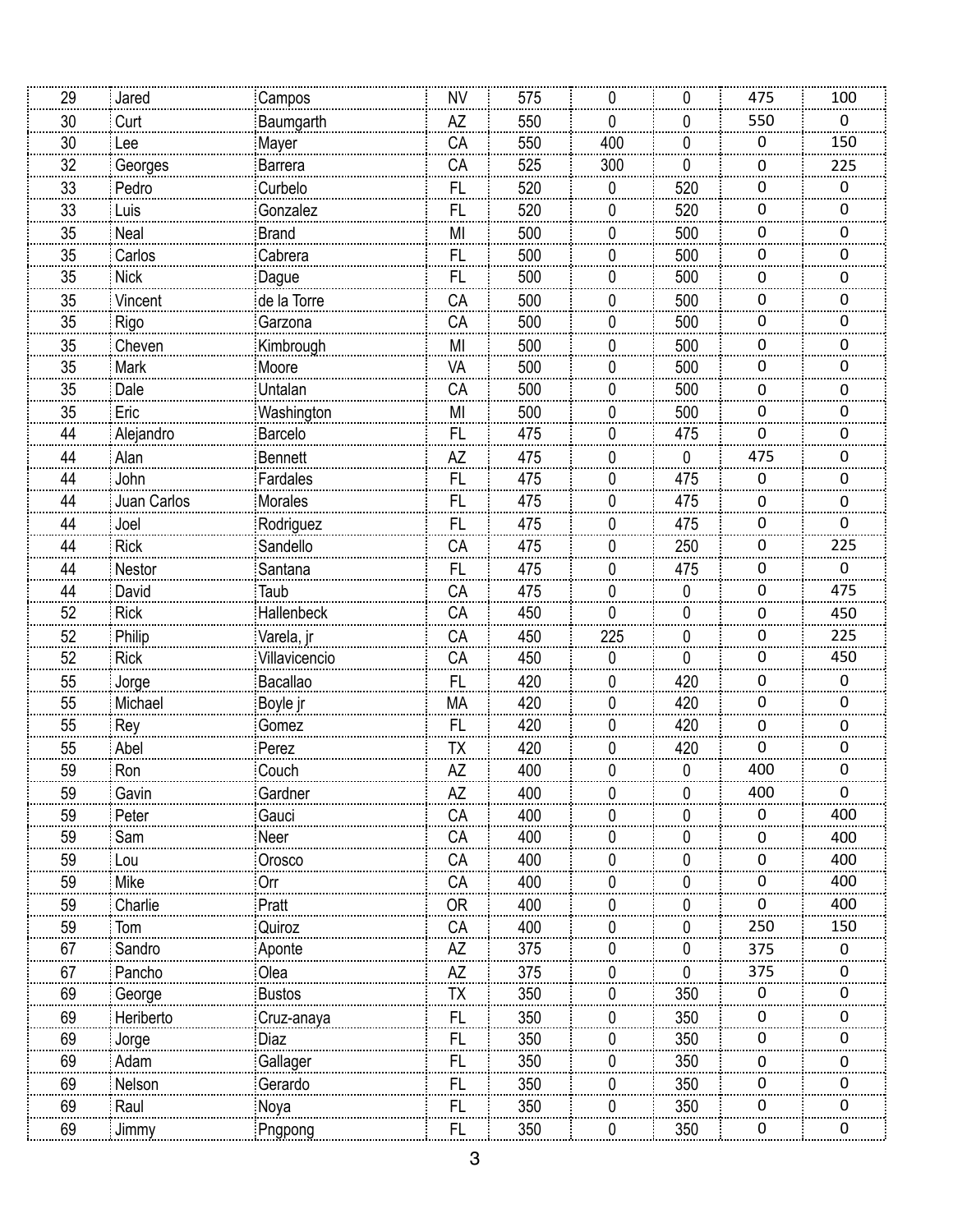| | | | | | | | | |
|---|---|---|---|---|---|---|---|---|
| 29 | Jared | Campos | NV | 575 | 0 | 0 | 475 | 100 |
| 30 | Curt | Baumgarth | AZ | 550 | 0 | 0 | 550 | 0 |
| 30 | Lee | Mayer | CA | 550 | 400 | 0 | 0 | 150 |
| 32 | Georges | Barrera | CA | 525 | 300 | 0 | 0 | 225 |
| 33 | Pedro | Curbelo | FL | 520 | 0 | 520 | 0 | 0 |
| 33 | Luis | Gonzalez | FL | 520 | 0 | 520 | 0 | 0 |
| 35 | Neal | Brand | MI | 500 | 0 | 500 | 0 | 0 |
| 35 | Carlos | Cabrera | FL | 500 | 0 | 500 | 0 | 0 |
| 35 | Nick | Dague | FL | 500 | 0 | 500 | 0 | 0 |
| 35 | Vincent | de la Torre | CA | 500 | 0 | 500 | 0 | 0 |
| 35 | Rigo | Garzona | CA | 500 | 0 | 500 | 0 | 0 |
| 35 | Cheven | Kimbrough | MI | 500 | 0 | 500 | 0 | 0 |
| 35 | Mark | Moore | VA | 500 | 0 | 500 | 0 | 0 |
| 35 | Dale | Untalan | CA | 500 | 0 | 500 | 0 | 0 |
| 35 | Eric | Washington | MI | 500 | 0 | 500 | 0 | 0 |
| 44 | Alejandro | Barcelo | FL | 475 | 0 | 475 | 0 | 0 |
| 44 | Alan | Bennett | AZ | 475 | 0 | 0 | 475 | 0 |
| 44 | John | Fardales | FL | 475 | 0 | 475 | 0 | 0 |
| 44 | Juan Carlos | Morales | FL | 475 | 0 | 475 | 0 | 0 |
| 44 | Joel | Rodriguez | FL | 475 | 0 | 475 | 0 | 0 |
| 44 | Rick | Sandello | CA | 475 | 0 | 250 | 0 | 225 |
| 44 | Nestor | Santana | FL | 475 | 0 | 475 | 0 | 0 |
| 44 | David | Taub | CA | 475 | 0 | 0 | 0 | 475 |
| 52 | Rick | Hallenbeck | CA | 450 | 0 | 0 | 0 | 450 |
| 52 | Philip | Varela, jr | CA | 450 | 225 | 0 | 0 | 225 |
| 52 | Rick | Villavicencio | CA | 450 | 0 | 0 | 0 | 450 |
| 55 | Jorge | Bacallao | FL | 420 | 0 | 420 | 0 | 0 |
| 55 | Michael | Boyle jr | MA | 420 | 0 | 420 | 0 | 0 |
| 55 | Rey | Gomez | FL | 420 | 0 | 420 | 0 | 0 |
| 55 | Abel | Perez | TX | 420 | 0 | 420 | 0 | 0 |
| 59 | Ron | Couch | AZ | 400 | 0 | 0 | 400 | 0 |
| 59 | Gavin | Gardner | AZ | 400 | 0 | 0 | 400 | 0 |
| 59 | Peter | Gauci | CA | 400 | 0 | 0 | 0 | 400 |
| 59 | Sam | Neer | CA | 400 | 0 | 0 | 0 | 400 |
| 59 | Lou | Orosco | CA | 400 | 0 | 0 | 0 | 400 |
| 59 | Mike | Orr | CA | 400 | 0 | 0 | 0 | 400 |
| 59 | Charlie | Pratt | OR | 400 | 0 | 0 | 0 | 400 |
| 59 | Tom | Quiroz | CA | 400 | 0 | 0 | 250 | 150 |
| 67 | Sandro | Aponte | AZ | 375 | 0 | 0 | 375 | 0 |
| 67 | Pancho | Olea | AZ | 375 | 0 | 0 | 375 | 0 |
| 69 | George | Bustos | TX | 350 | 0 | 350 | 0 | 0 |
| 69 | Heriberto | Cruz-anaya | FL | 350 | 0 | 350 | 0 | 0 |
| 69 | Jorge | Diaz | FL | 350 | 0 | 350 | 0 | 0 |
| 69 | Adam | Gallager | FL | 350 | 0 | 350 | 0 | 0 |
| 69 | Nelson | Gerardo | FL | 350 | 0 | 350 | 0 | 0 |
| 69 | Raul | Noya | FL | 350 | 0 | 350 | 0 | 0 |
| 69 | Jimmy | Pngpong | FL | 350 | 0 | 350 | 0 | 0 |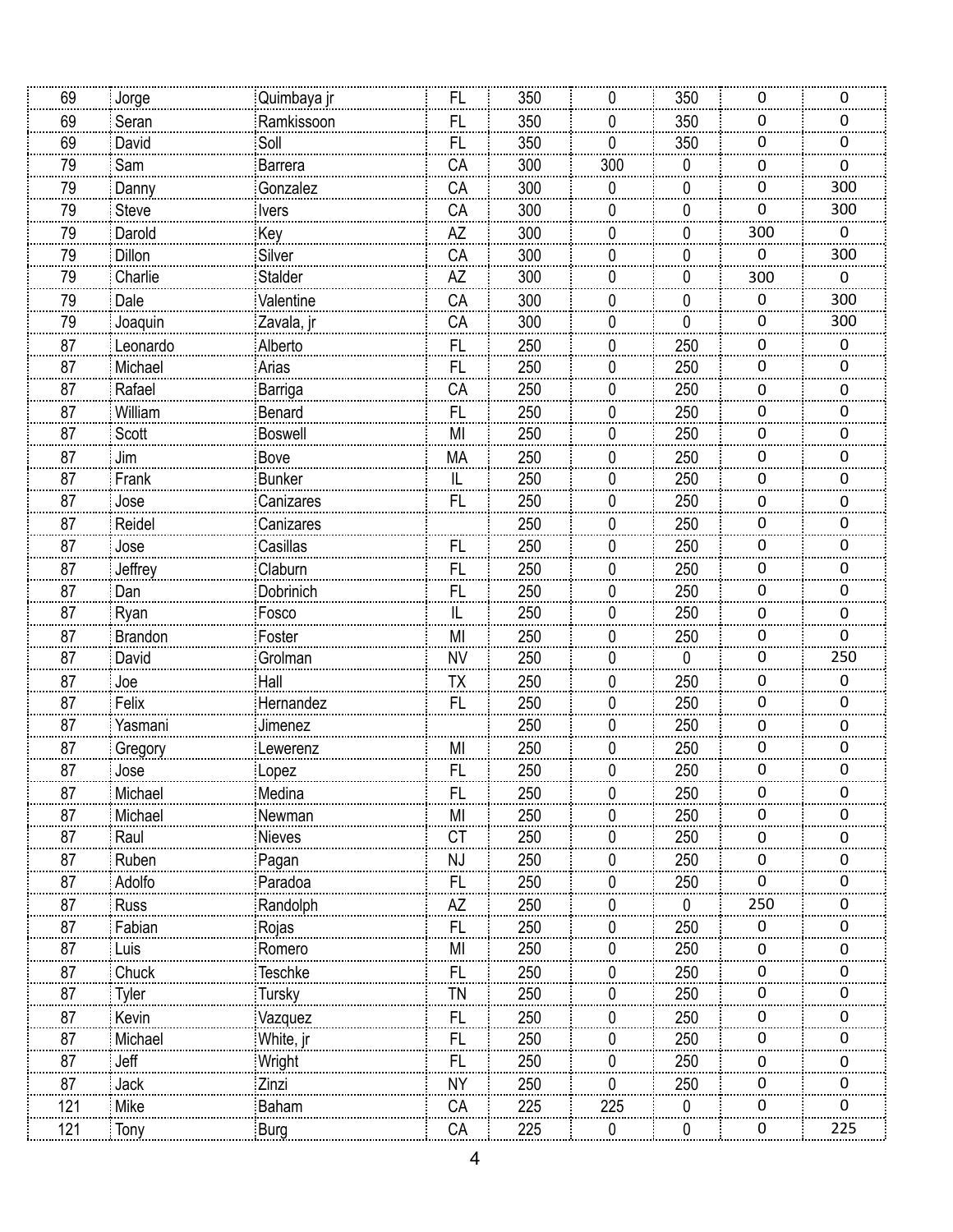| | | | | | | | | |
|---|---|---|---|---|---|---|---|---|
| 69 | Jorge | Quimbaya jr | FL | 350 | 0 | 350 | 0 | 0 |
| 69 | Seran | Ramkissoon | FL | 350 | 0 | 350 | 0 | 0 |
| 69 | David | Soll | FL | 350 | 0 | 350 | 0 | 0 |
| 79 | Sam | Barrera | CA | 300 | 300 | 0 | 0 | 0 |
| 79 | Danny | Gonzalez | CA | 300 | 0 | 0 | 0 | 300 |
| 79 | Steve | Ivers | CA | 300 | 0 | 0 | 0 | 300 |
| 79 | Darold | Key | AZ | 300 | 0 | 0 | 300 | 0 |
| 79 | Dillon | Silver | CA | 300 | 0 | 0 | 0 | 300 |
| 79 | Charlie | Stalder | AZ | 300 | 0 | 0 | 300 | 0 |
| 79 | Dale | Valentine | CA | 300 | 0 | 0 | 0 | 300 |
| 79 | Joaquin | Zavala, jr | CA | 300 | 0 | 0 | 0 | 300 |
| 87 | Leonardo | Alberto | FL | 250 | 0 | 250 | 0 | 0 |
| 87 | Michael | Arias | FL | 250 | 0 | 250 | 0 | 0 |
| 87 | Rafael | Barriga | CA | 250 | 0 | 250 | 0 | 0 |
| 87 | William | Benard | FL | 250 | 0 | 250 | 0 | 0 |
| 87 | Scott | Boswell | MI | 250 | 0 | 250 | 0 | 0 |
| 87 | Jim | Bove | MA | 250 | 0 | 250 | 0 | 0 |
| 87 | Frank | Bunker | IL | 250 | 0 | 250 | 0 | 0 |
| 87 | Jose | Canizares | FL | 250 | 0 | 250 | 0 | 0 |
| 87 | Reidel | Canizares | | 250 | 0 | 250 | 0 | 0 |
| 87 | Jose | Casillas | FL | 250 | 0 | 250 | 0 | 0 |
| 87 | Jeffrey | Claburn | FL | 250 | 0 | 250 | 0 | 0 |
| 87 | Dan | Dobrinich | FL | 250 | 0 | 250 | 0 | 0 |
| 87 | Ryan | Fosco | IL | 250 | 0 | 250 | 0 | 0 |
| 87 | Brandon | Foster | MI | 250 | 0 | 250 | 0 | 0 |
| 87 | David | Grolman | NV | 250 | 0 | 0 | 0 | 250 |
| 87 | Joe | Hall | TX | 250 | 0 | 250 | 0 | 0 |
| 87 | Felix | Hernandez | FL | 250 | 0 | 250 | 0 | 0 |
| 87 | Yasmani | Jimenez | | 250 | 0 | 250 | 0 | 0 |
| 87 | Gregory | Lewerenz | MI | 250 | 0 | 250 | 0 | 0 |
| 87 | Jose | Lopez | FL | 250 | 0 | 250 | 0 | 0 |
| 87 | Michael | Medina | FL | 250 | 0 | 250 | 0 | 0 |
| 87 | Michael | Newman | MI | 250 | 0 | 250 | 0 | 0 |
| 87 | Raul | Nieves | CT | 250 | 0 | 250 | 0 | 0 |
| 87 | Ruben | Pagan | NJ | 250 | 0 | 250 | 0 | 0 |
| 87 | Adolfo | Paradoa | FL | 250 | 0 | 250 | 0 | 0 |
| 87 | Russ | Randolph | AZ | 250 | 0 | 0 | 250 | 0 |
| 87 | Fabian | Rojas | FL | 250 | 0 | 250 | 0 | 0 |
| 87 | Luis | Romero | MI | 250 | 0 | 250 | 0 | 0 |
| 87 | Chuck | Teschke | FL | 250 | 0 | 250 | 0 | 0 |
| 87 | Tyler | Tursky | TN | 250 | 0 | 250 | 0 | 0 |
| 87 | Kevin | Vazquez | FL | 250 | 0 | 250 | 0 | 0 |
| 87 | Michael | White, jr | FL | 250 | 0 | 250 | 0 | 0 |
| 87 | Jeff | Wright | FL | 250 | 0 | 250 | 0 | 0 |
| 87 | Jack | Zinzi | NY | 250 | 0 | 250 | 0 | 0 |
| 121 | Mike | Baham | CA | 225 | 225 | 0 | 0 | 0 |
| 121 | Tony | Burg | CA | 225 | 0 | 0 | 0 | 225 |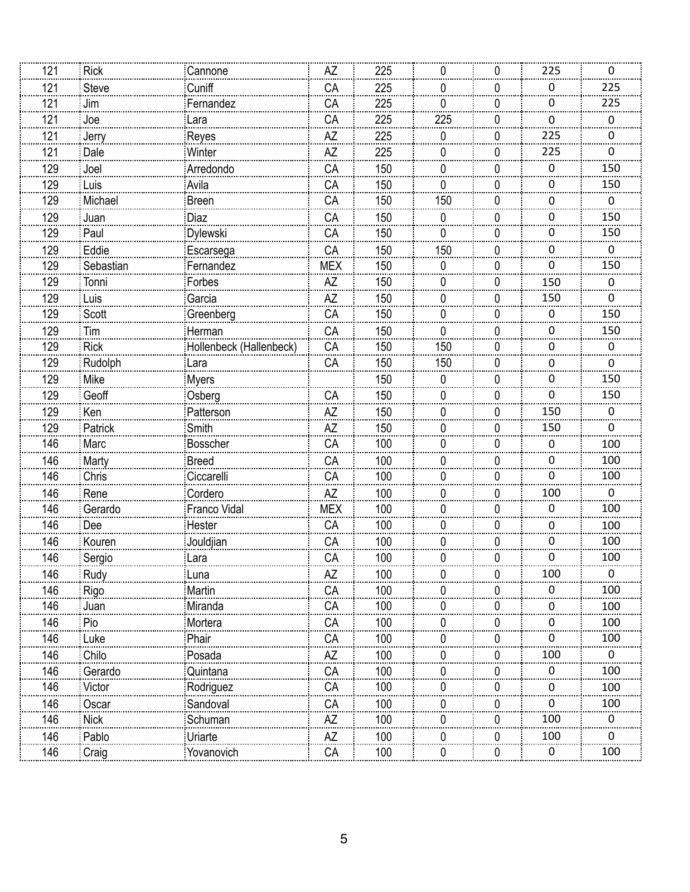| 121 | Rick | Cannone | AZ | 225 | 0 | 0 | 225 | 0 |
|---|---|---|---|---|---|---|---|---|
| 121 | Steve | Cuniff | CA | 225 | 0 | 0 | 0 | 225 |
| 121 | Jim | Fernandez | CA | 225 | 0 | 0 | 0 | 225 |
| 121 | Joe | Lara | CA | 225 | 225 | 0 | 0 | 0 |
| 121 | Jerry | Reyes | AZ | 225 | 0 | 0 | 225 | 0 |
| 121 | Dale | Winter | AZ | 225 | 0 | 0 | 225 | 0 |
| 129 | Joel | Arredondo | CA | 150 | 0 | 0 | 0 | 150 |
| 129 | Luis | Avila | CA | 150 | 0 | 0 | 0 | 150 |
| 129 | Michael | Breen | CA | 150 | 150 | 0 | 0 | 0 |
| 129 | Juan | Diaz | CA | 150 | 0 | 0 | 0 | 150 |
| 129 | Paul | Dylewski | CA | 150 | 0 | 0 | 0 | 150 |
| 129 | Eddie | Escarsega | CA | 150 | 150 | 0 | 0 | 0 |
| 129 | Sebastian | Fernandez | MEX | 150 | 0 | 0 | 0 | 150 |
| 129 | Tonni | Forbes | AZ | 150 | 0 | 0 | 150 | 0 |
| 129 | Luis | Garcia | AZ | 150 | 0 | 0 | 150 | 0 |
| 129 | Scott | Greenberg | CA | 150 | 0 | 0 | 0 | 150 |
| 129 | Tim | Herman | CA | 150 | 0 | 0 | 0 | 150 |
| 129 | Rick | Hollenbeck (Hallenbeck) | CA | 150 | 150 | 0 | 0 | 0 |
| 129 | Rudolph | Lara | CA | 150 | 150 | 0 | 0 | 0 |
| 129 | Mike | Myers | | 150 | 0 | 0 | 0 | 150 |
| 129 | Geoff | Osberg | CA | 150 | 0 | 0 | 0 | 150 |
| 129 | Ken | Patterson | AZ | 150 | 0 | 0 | 150 | 0 |
| 129 | Patrick | Smith | AZ | 150 | 0 | 0 | 150 | 0 |
| 146 | Marc | Bosscher | CA | 100 | 0 | 0 | 0 | 100 |
| 146 | Marty | Breed | CA | 100 | 0 | 0 | 0 | 100 |
| 146 | Chris | Ciccarelli | CA | 100 | 0 | 0 | 0 | 100 |
| 146 | Rene | Cordero | AZ | 100 | 0 | 0 | 100 | 0 |
| 146 | Gerardo | Franco Vidal | MEX | 100 | 0 | 0 | 0 | 100 |
| 146 | Dee | Hester | CA | 100 | 0 | 0 | 0 | 100 |
| 146 | Kouren | Jouldjian | CA | 100 | 0 | 0 | 0 | 100 |
| 146 | Sergio | Lara | CA | 100 | 0 | 0 | 0 | 100 |
| 146 | Rudy | Luna | AZ | 100 | 0 | 0 | 100 | 0 |
| 146 | Rigo | Martin | CA | 100 | 0 | 0 | 0 | 100 |
| 146 | Juan | Miranda | CA | 100 | 0 | 0 | 0 | 100 |
| 146 | Pio | Mortera | CA | 100 | 0 | 0 | 0 | 100 |
| 146 | Luke | Phair | CA | 100 | 0 | 0 | 0 | 100 |
| 146 | Chilo | Posada | AZ | 100 | 0 | 0 | 100 | 0 |
| 146 | Gerardo | Quintana | CA | 100 | 0 | 0 | 0 | 100 |
| 146 | Victor | Rodriguez | CA | 100 | 0 | 0 | 0 | 100 |
| 146 | Oscar | Sandoval | CA | 100 | 0 | 0 | 0 | 100 |
| 146 | Nick | Schuman | AZ | 100 | 0 | 0 | 100 | 0 |
| 146 | Pablo | Uriarte | AZ | 100 | 0 | 0 | 100 | 0 |
| 146 | Craig | Yovanovich | CA | 100 | 0 | 0 | 0 | 100 |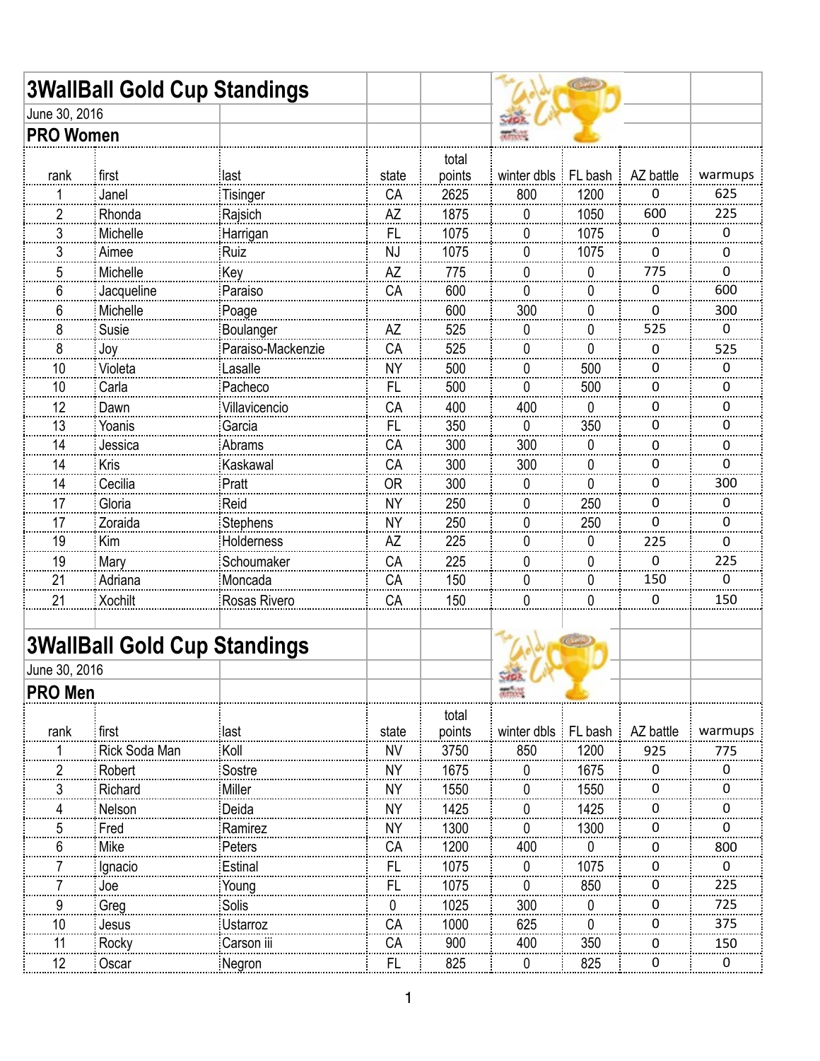## 3WallBall Gold Cup Standings

June 30, 2016

### PRO Women

| rank | first | last | state | total points | winter dbls | FL bash | AZ battle | warmups |
|---|---|---|---|---|---|---|---|---|
| 1 | Janel | Tisinger | CA | 2625 | 800 | 1200 | 0 | 625 |
| 2 | Rhonda | Rajsich | AZ | 1875 | 0 | 1050 | 600 | 225 |
| 3 | Michelle | Harrigan | FL | 1075 | 0 | 1075 | 0 | 0 |
| 3 | Aimee | Ruiz | NJ | 1075 | 0 | 1075 | 0 | 0 |
| 5 | Michelle | Key | AZ | 775 | 0 | 0 | 775 | 0 |
| 6 | Jacqueline | Paraiso | CA | 600 | 0 | 0 | 0 | 600 |
| 6 | Michelle | Poage | | 600 | 300 | 0 | 0 | 300 |
| 8 | Susie | Boulanger | AZ | 525 | 0 | 0 | 525 | 0 |
| 8 | Joy | Paraiso-Mackenzie | CA | 525 | 0 | 0 | 0 | 525 |
| 10 | Violeta | Lasalle | NY | 500 | 0 | 500 | 0 | 0 |
| 10 | Carla | Pacheco | FL | 500 | 0 | 500 | 0 | 0 |
| 12 | Dawn | Villavicencio | CA | 400 | 400 | 0 | 0 | 0 |
| 13 | Yoanis | Garcia | FL | 350 | 0 | 350 | 0 | 0 |
| 14 | Jessica | Abrams | CA | 300 | 300 | 0 | 0 | 0 |
| 14 | Kris | Kaskawal | CA | 300 | 300 | 0 | 0 | 0 |
| 14 | Cecilia | Pratt | OR | 300 | 0 | 0 | 0 | 300 |
| 17 | Gloria | Reid | NY | 250 | 0 | 250 | 0 | 0 |
| 17 | Zoraida | Stephens | NY | 250 | 0 | 250 | 0 | 0 |
| 19 | Kim | Holderness | AZ | 225 | 0 | 0 | 225 | 0 |
| 19 | Mary | Schoumaker | CA | 225 | 0 | 0 | 0 | 225 |
| 21 | Adriana | Moncada | CA | 150 | 0 | 0 | 150 | 0 |
| 21 | Xochilt | Rosas Rivero | CA | 150 | 0 | 0 | 0 | 150 |

## 3WallBall Gold Cup Standings

June 30, 2016

### PRO Men

| rank | first | last | state | total points | winter dbls | FL bash | AZ battle | warmups |
|---|---|---|---|---|---|---|---|---|
| 1 | Rick Soda Man | Koll | NV | 3750 | 850 | 1200 | 925 | 775 |
| 2 | Robert | Sostre | NY | 1675 | 0 | 1675 | 0 | 0 |
| 3 | Richard | Miller | NY | 1550 | 0 | 1550 | 0 | 0 |
| 4 | Nelson | Deida | NY | 1425 | 0 | 1425 | 0 | 0 |
| 5 | Fred | Ramirez | NY | 1300 | 0 | 1300 | 0 | 0 |
| 6 | Mike | Peters | CA | 1200 | 400 | 0 | 0 | 800 |
| 7 | Ignacio | Estinal | FL | 1075 | 0 | 1075 | 0 | 0 |
| 7 | Joe | Young | FL | 1075 | 0 | 850 | 0 | 225 |
| 9 | Greg | Solis | 0 | 1025 | 300 | 0 | 0 | 725 |
| 10 | Jesus | Ustarroz | CA | 1000 | 625 | 0 | 0 | 375 |
| 11 | Rocky | Carson iii | CA | 900 | 400 | 350 | 0 | 150 |
| 12 | Oscar | Negron | FL | 825 | 0 | 825 | 0 | 0 |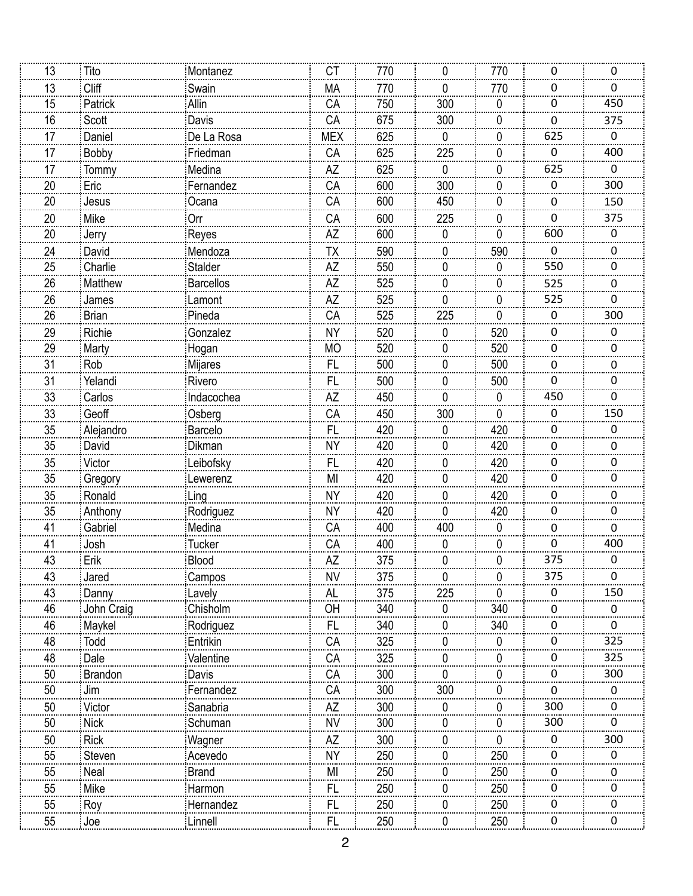| | | | | | | | | |
|---|---|---|---|---|---|---|---|---|
| 13 | Tito | Montanez | CT | 770 | 0 | 770 | 0 | 0 |
| 13 | Cliff | Swain | MA | 770 | 0 | 770 | 0 | 0 |
| 15 | Patrick | Allin | CA | 750 | 300 | 0 | 0 | 450 |
| 16 | Scott | Davis | CA | 675 | 300 | 0 | 0 | 375 |
| 17 | Daniel | De La Rosa | MEX | 625 | 0 | 0 | 625 | 0 |
| 17 | Bobby | Friedman | CA | 625 | 225 | 0 | 0 | 400 |
| 17 | Tommy | Medina | AZ | 625 | 0 | 0 | 625 | 0 |
| 20 | Eric | Fernandez | CA | 600 | 300 | 0 | 0 | 300 |
| 20 | Jesus | Ocana | CA | 600 | 450 | 0 | 0 | 150 |
| 20 | Mike | Orr | CA | 600 | 225 | 0 | 0 | 375 |
| 20 | Jerry | Reyes | AZ | 600 | 0 | 0 | 600 | 0 |
| 24 | David | Mendoza | TX | 590 | 0 | 590 | 0 | 0 |
| 25 | Charlie | Stalder | AZ | 550 | 0 | 0 | 550 | 0 |
| 26 | Matthew | Barcellos | AZ | 525 | 0 | 0 | 525 | 0 |
| 26 | James | Lamont | AZ | 525 | 0 | 0 | 525 | 0 |
| 26 | Brian | Pineda | CA | 525 | 225 | 0 | 0 | 300 |
| 29 | Richie | Gonzalez | NY | 520 | 0 | 520 | 0 | 0 |
| 29 | Marty | Hogan | MO | 520 | 0 | 520 | 0 | 0 |
| 31 | Rob | Mijares | FL | 500 | 0 | 500 | 0 | 0 |
| 31 | Yelandi | Rivero | FL | 500 | 0 | 500 | 0 | 0 |
| 33 | Carlos | Indacochea | AZ | 450 | 0 | 0 | 450 | 0 |
| 33 | Geoff | Osberg | CA | 450 | 300 | 0 | 0 | 150 |
| 35 | Alejandro | Barcelo | FL | 420 | 0 | 420 | 0 | 0 |
| 35 | David | Dikman | NY | 420 | 0 | 420 | 0 | 0 |
| 35 | Victor | Leibofsky | FL | 420 | 0 | 420 | 0 | 0 |
| 35 | Gregory | Lewerenz | MI | 420 | 0 | 420 | 0 | 0 |
| 35 | Ronald | Ling | NY | 420 | 0 | 420 | 0 | 0 |
| 35 | Anthony | Rodriguez | NY | 420 | 0 | 420 | 0 | 0 |
| 41 | Gabriel | Medina | CA | 400 | 400 | 0 | 0 | 0 |
| 41 | Josh | Tucker | CA | 400 | 0 | 0 | 0 | 400 |
| 43 | Erik | Blood | AZ | 375 | 0 | 0 | 375 | 0 |
| 43 | Jared | Campos | NV | 375 | 0 | 0 | 375 | 0 |
| 43 | Danny | Lavely | AL | 375 | 225 | 0 | 0 | 150 |
| 46 | John Craig | Chisholm | OH | 340 | 0 | 340 | 0 | 0 |
| 46 | Maykel | Rodriguez | FL | 340 | 0 | 340 | 0 | 0 |
| 48 | Todd | Entrikin | CA | 325 | 0 | 0 | 0 | 325 |
| 48 | Dale | Valentine | CA | 325 | 0 | 0 | 0 | 325 |
| 50 | Brandon | Davis | CA | 300 | 0 | 0 | 0 | 300 |
| 50 | Jim | Fernandez | CA | 300 | 300 | 0 | 0 | 0 |
| 50 | Victor | Sanabria | AZ | 300 | 0 | 0 | 300 | 0 |
| 50 | Nick | Schuman | NV | 300 | 0 | 0 | 300 | 0 |
| 50 | Rick | Wagner | AZ | 300 | 0 | 0 | 0 | 300 |
| 55 | Steven | Acevedo | NY | 250 | 0 | 250 | 0 | 0 |
| 55 | Neal | Brand | MI | 250 | 0 | 250 | 0 | 0 |
| 55 | Mike | Harmon | FL | 250 | 0 | 250 | 0 | 0 |
| 55 | Roy | Hernandez | FL | 250 | 0 | 250 | 0 | 0 |
| 55 | Joe | Linnell | FL | 250 | 0 | 250 | 0 | 0 |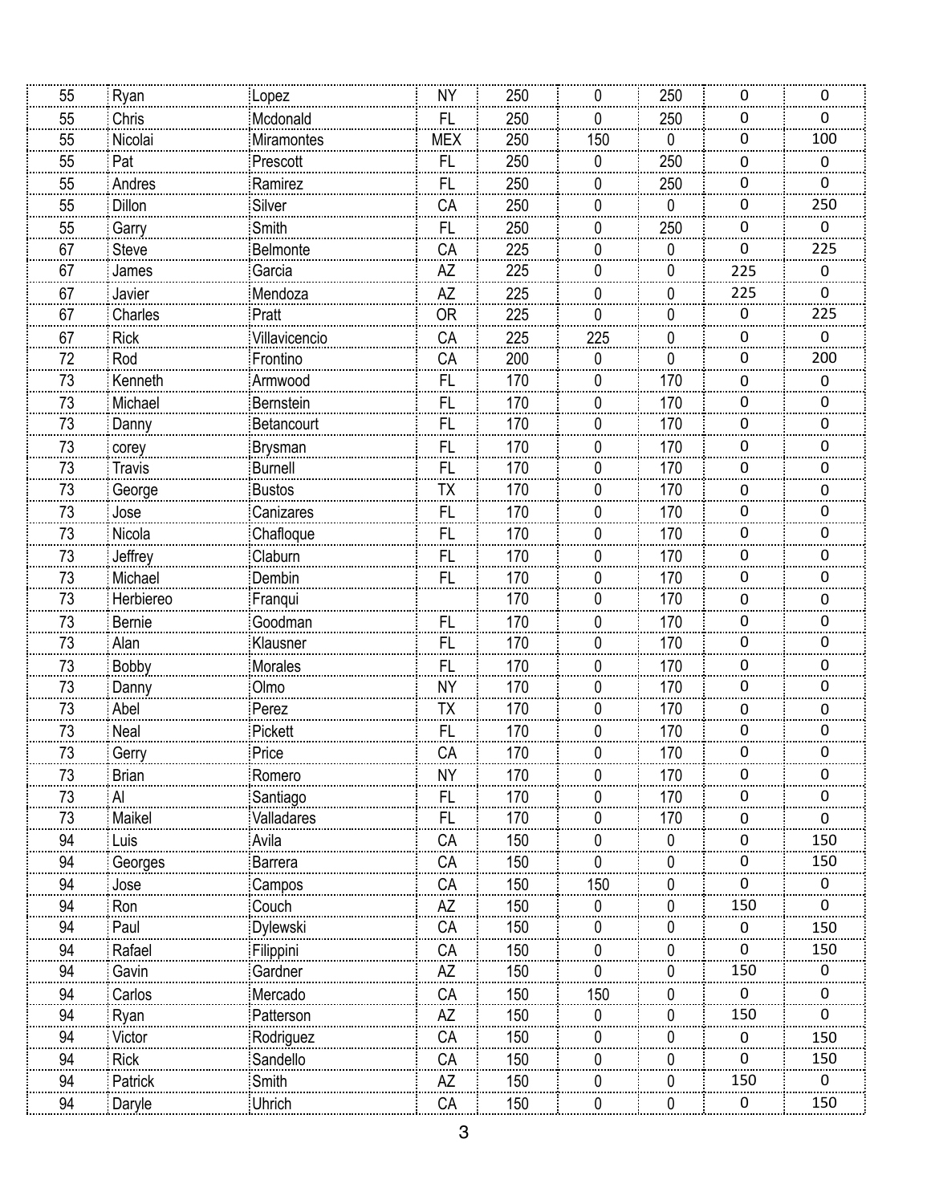| | | | | | | | | |
|---|---|---|---|---|---|---|---|---|
| 55 | Ryan | Lopez | NY | 250 | 0 | 250 | 0 | 0 |
| 55 | Chris | Mcdonald | FL | 250 | 0 | 250 | 0 | 0 |
| 55 | Nicolai | Miramontes | MEX | 250 | 150 | 0 | 0 | 100 |
| 55 | Pat | Prescott | FL | 250 | 0 | 250 | 0 | 0 |
| 55 | Andres | Ramirez | FL | 250 | 0 | 250 | 0 | 0 |
| 55 | Dillon | Silver | CA | 250 | 0 | 0 | 0 | 250 |
| 55 | Garry | Smith | FL | 250 | 0 | 250 | 0 | 0 |
| 67 | Steve | Belmonte | CA | 225 | 0 | 0 | 0 | 225 |
| 67 | James | Garcia | AZ | 225 | 0 | 0 | 225 | 0 |
| 67 | Javier | Mendoza | AZ | 225 | 0 | 0 | 225 | 0 |
| 67 | Charles | Pratt | OR | 225 | 0 | 0 | 0 | 225 |
| 67 | Rick | Villavicencio | CA | 225 | 225 | 0 | 0 | 0 |
| 72 | Rod | Frontino | CA | 200 | 0 | 0 | 0 | 200 |
| 73 | Kenneth | Armwood | FL | 170 | 0 | 170 | 0 | 0 |
| 73 | Michael | Bernstein | FL | 170 | 0 | 170 | 0 | 0 |
| 73 | Danny | Betancourt | FL | 170 | 0 | 170 | 0 | 0 |
| 73 | corey | Brysman | FL | 170 | 0 | 170 | 0 | 0 |
| 73 | Travis | Burnell | FL | 170 | 0 | 170 | 0 | 0 |
| 73 | George | Bustos | TX | 170 | 0 | 170 | 0 | 0 |
| 73 | Jose | Canizares | FL | 170 | 0 | 170 | 0 | 0 |
| 73 | Nicola | Chafloque | FL | 170 | 0 | 170 | 0 | 0 |
| 73 | Jeffrey | Claburn | FL | 170 | 0 | 170 | 0 | 0 |
| 73 | Michael | Dembin | FL | 170 | 0 | 170 | 0 | 0 |
| 73 | Herbiereo | Franqui | | 170 | 0 | 170 | 0 | 0 |
| 73 | Bernie | Goodman | FL | 170 | 0 | 170 | 0 | 0 |
| 73 | Alan | Klausner | FL | 170 | 0 | 170 | 0 | 0 |
| 73 | Bobby | Morales | FL | 170 | 0 | 170 | 0 | 0 |
| 73 | Danny | Olmo | NY | 170 | 0 | 170 | 0 | 0 |
| 73 | Abel | Perez | TX | 170 | 0 | 170 | 0 | 0 |
| 73 | Neal | Pickett | FL | 170 | 0 | 170 | 0 | 0 |
| 73 | Gerry | Price | CA | 170 | 0 | 170 | 0 | 0 |
| 73 | Brian | Romero | NY | 170 | 0 | 170 | 0 | 0 |
| 73 | Al | Santiago | FL | 170 | 0 | 170 | 0 | 0 |
| 73 | Maikel | Valladares | FL | 170 | 0 | 170 | 0 | 0 |
| 94 | Luis | Avila | CA | 150 | 0 | 0 | 0 | 150 |
| 94 | Georges | Barrera | CA | 150 | 0 | 0 | 0 | 150 |
| 94 | Jose | Campos | CA | 150 | 150 | 0 | 0 | 0 |
| 94 | Ron | Couch | AZ | 150 | 0 | 0 | 150 | 0 |
| 94 | Paul | Dylewski | CA | 150 | 0 | 0 | 0 | 150 |
| 94 | Rafael | Filippini | CA | 150 | 0 | 0 | 0 | 150 |
| 94 | Gavin | Gardner | AZ | 150 | 0 | 0 | 150 | 0 |
| 94 | Carlos | Mercado | CA | 150 | 150 | 0 | 0 | 0 |
| 94 | Ryan | Patterson | AZ | 150 | 0 | 0 | 150 | 0 |
| 94 | Victor | Rodriguez | CA | 150 | 0 | 0 | 0 | 150 |
| 94 | Rick | Sandello | CA | 150 | 0 | 0 | 0 | 150 |
| 94 | Patrick | Smith | AZ | 150 | 0 | 0 | 150 | 0 |
| 94 | Daryle | Uhrich | CA | 150 | 0 | 0 | 0 | 150 |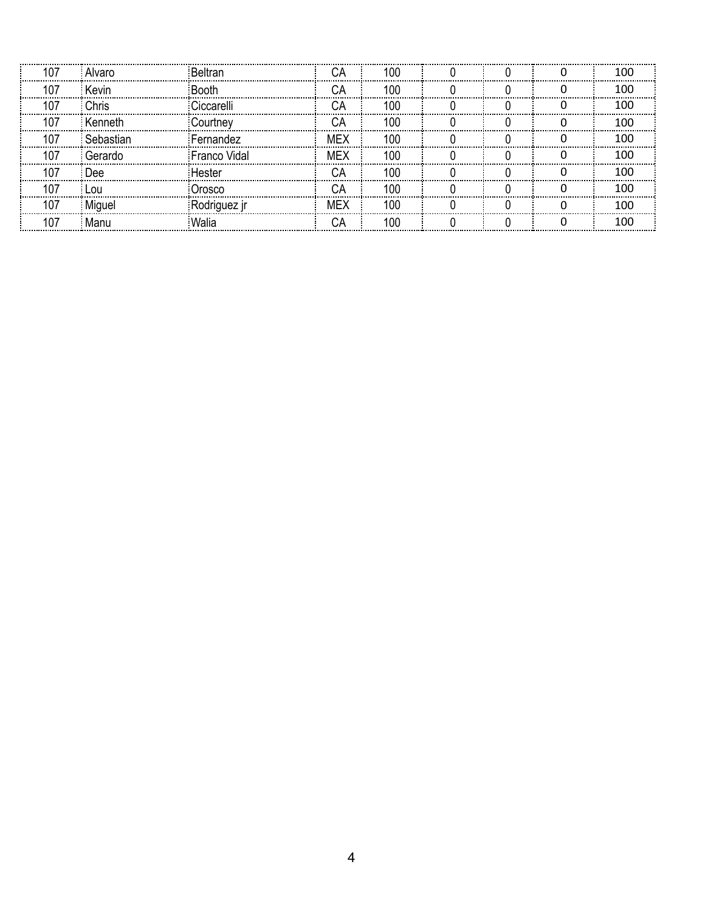| | | | | | | | | |
|---|---|---|---|---|---|---|---|---|
| 107 | Alvaro | Beltran | CA | 100 | 0 | 0 | 0 | 100 |
| 107 | Kevin | Booth | CA | 100 | 0 | 0 | 0 | 100 |
| 107 | Chris | Ciccarelli | CA | 100 | 0 | 0 | 0 | 100 |
| 107 | Kenneth | Courtney | CA | 100 | 0 | 0 | 0 | 100 |
| 107 | Sebastian | Fernandez | MEX | 100 | 0 | 0 | 0 | 100 |
| 107 | Gerardo | Franco Vidal | MEX | 100 | 0 | 0 | 0 | 100 |
| 107 | Dee | Hester | CA | 100 | 0 | 0 | 0 | 100 |
| 107 | Lou | Orosco | CA | 100 | 0 | 0 | 0 | 100 |
| 107 | Miguel | Rodriguez jr | MEX | 100 | 0 | 0 | 0 | 100 |
| 107 | Manu | Walia | CA | 100 | 0 | 0 | 0 | 100 |